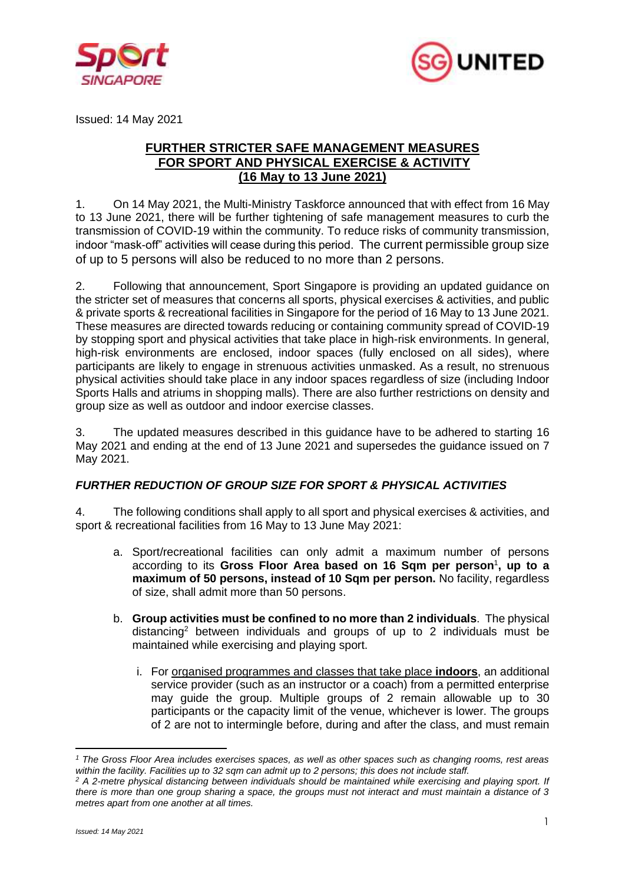Issued: 14 May 2021

# FURTHER STRICTER SAFE MANAGEMENT MEASURES FOR SPORT AND PHYSICAL EXERCISE & ACTIVITY (16 May to 13 June 2021)

1. On 14 May 2021, the Multi-Ministry Taskforce announced that with effect from 16 May to 13 June 2021, there will be further tightening of safe management measures to curb the transmission of COVID-19 within the community. To reduce risks of community transmission, indoor "mask-off" activities will cease during this period. The current permissible group size of up to 5 persons will also be reduced to no more than 2 persons.

2. Following that announcement, Sport Singapore is providing an updated guidance on the stricter set of measures that concerns all sports, physical exercises & activities, and public & private sports & recreational facilities in Singapore for the period of 16 May to 13 June 2021. These measures are directed towards reducing or containing community spread of COVID-19 by stopping sport and physical activities that take place in high-risk environments. In general, high-risk environments are enclosed, indoor spaces (fully enclosed on all sides), where participants are likely to engage in strenuous activities unmasked. As a result, no strenuous physical activities should take place in any indoor spaces regardless of size (including Indoor Sports Halls and atriums in shopping malls). There are also further restrictions on density and group size as well as outdoor and indoor exercise classes.

3. The updated measures described in this guidance have to be adhered to starting 16 May 2021 and ending at the end of 13 June 2021 and supersedes the guidance issued on 7 May 2021.

### *FURTHER REDUCTION OF GROUP SIZE FOR SPORT & PHYSICAL ACTIVITIES*

4. The following conditions shall apply to all sport and physical exercises & activities, and sport & recreational facilities from 16 May to 13 June May 2021:

   a. Sport/recreational facilities can only admit a maximum number of persons according to its **Gross Floor Area based on 16 Sqm per person**[1]**, up to a maximum of 50 persons, instead of 10 Sqm per person.** No facility, regardless of size, shall admit more than 50 persons.

   b. **Group activities must be confined to no more than 2 individuals**. The physical distancing[2] between individuals and groups of up to 2 individuals must be maintained while exercising and playing sport.

      i. For organised programmes and classes that take place **indoors**, an additional service provider (such as an instructor or a coach) from a permitted enterprise may guide the group. Multiple groups of 2 remain allowable up to 30 participants or the capacity limit of the venue, whichever is lower. The groups of 2 are not to intermingle before, during and after the class, and must remain

---

*[1] The Gross Floor Area includes exercises spaces, as well as other spaces such as changing rooms, rest areas within the facility. Facilities up to 32 sqm can admit up to 2 persons; this does not include staff.*

*[2] A 2-metre physical distancing between individuals should be maintained while exercising and playing sport. If there is more than one group sharing a space, the groups must not interact and must maintain a distance of 3 metres apart from one another at all times.*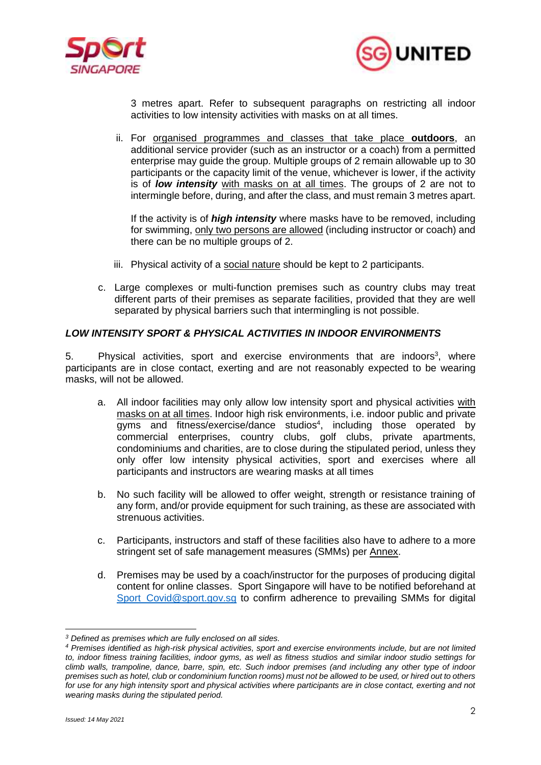3 metres apart. Refer to subsequent paragraphs on restricting all indoor activities to low intensity activities with masks on at all times.

ii. For organised programmes and classes that take place **outdoors**, an additional service provider (such as an instructor or a coach) from a permitted enterprise may guide the group. Multiple groups of 2 remain allowable up to 30 participants or the capacity limit of the venue, whichever is lower, if the activity is of ***low intensity*** with masks on at all times. The groups of 2 are not to intermingle before, during, and after the class, and must remain 3 metres apart.

If the activity is of ***high intensity*** where masks have to be removed, including for swimming, only two persons are allowed (including instructor or coach) and there can be no multiple groups of 2.

iii. Physical activity of a social nature should be kept to 2 participants.

c. Large complexes or multi-function premises such as country clubs may treat different parts of their premises as separate facilities, provided that they are well separated by physical barriers such that intermingling is not possible.

### *LOW INTENSITY SPORT & PHYSICAL ACTIVITIES IN INDOOR ENVIRONMENTS*

5. Physical activities, sport and exercise environments that are indoors[3], where participants are in close contact, exerting and are not reasonably expected to be wearing masks, will not be allowed.

a. All indoor facilities may only allow low intensity sport and physical activities with masks on at all times. Indoor high risk environments, i.e. indoor public and private gyms and fitness/exercise/dance studios[4], including those operated by commercial enterprises, country clubs, golf clubs, private apartments, condominiums and charities, are to close during the stipulated period, unless they only offer low intensity physical activities, sport and exercises where all participants and instructors are wearing masks at all times

b. No such facility will be allowed to offer weight, strength or resistance training of any form, and/or provide equipment for such training, as these are associated with strenuous activities.

c. Participants, instructors and staff of these facilities also have to adhere to a more stringent set of safe management measures (SMMs) per Annex.

d. Premises may be used by a coach/instructor for the purposes of producing digital content for online classes. Sport Singapore will have to be notified beforehand at Sport_Covid@sport.gov.sg to confirm adherence to prevailing SMMs for digital

---

[3] *Defined as premises which are fully enclosed on all sides.*

[4] *Premises identified as high-risk physical activities, sport and exercise environments include, but are not limited to, indoor fitness training facilities, indoor gyms, as well as fitness studios and similar indoor studio settings for climb walls, trampoline, dance, barre, spin, etc. Such indoor premises (and including any other type of indoor premises such as hotel, club or condominium function rooms) must not be allowed to be used, or hired out to others for use for any high intensity sport and physical activities where participants are in close contact, exerting and not wearing masks during the stipulated period.*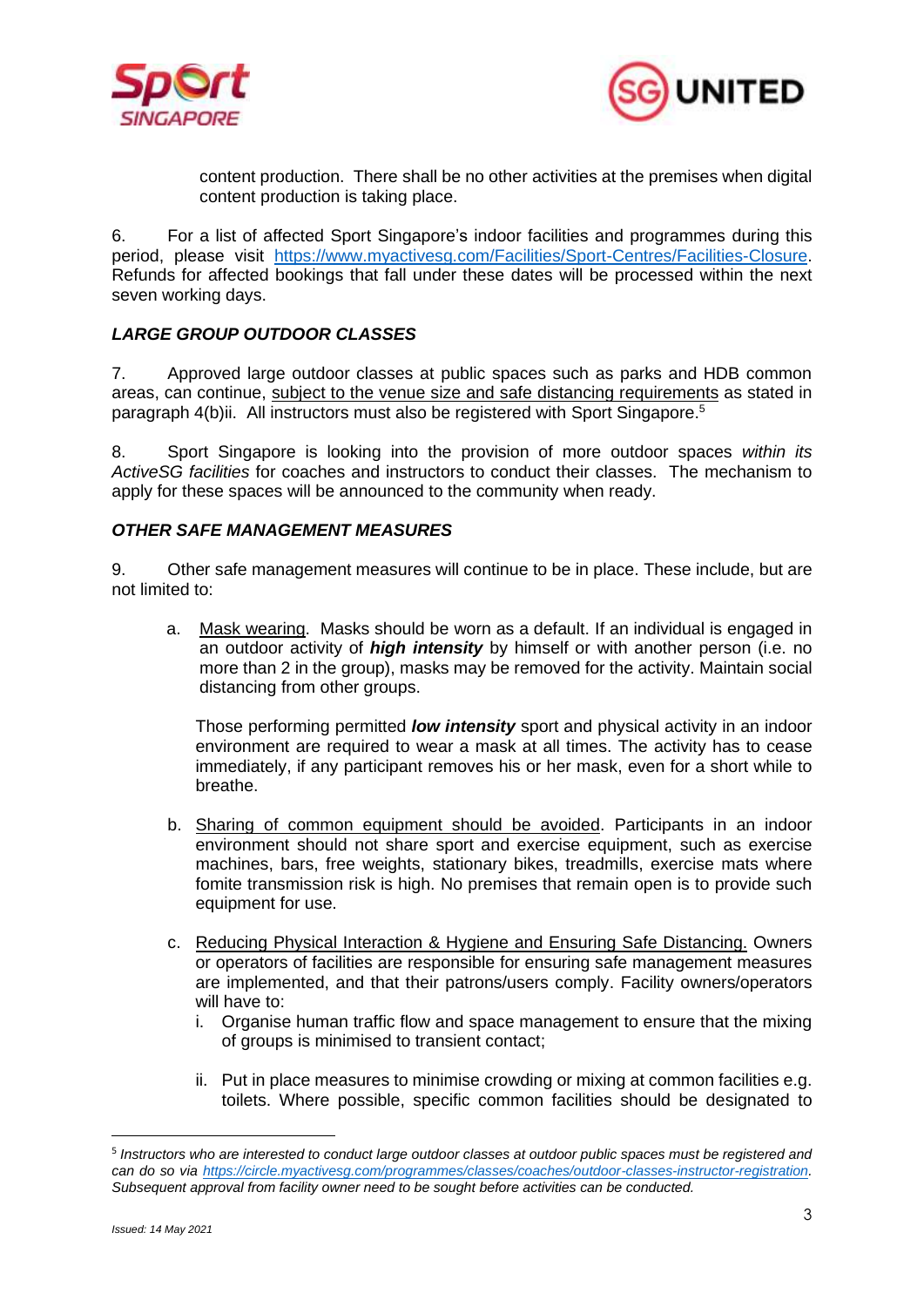content production. There shall be no other activities at the premises when digital content production is taking place.

6. For a list of affected Sport Singapore's indoor facilities and programmes during this period, please visit https://www.myactivesg.com/Facilities/Sport-Centres/Facilities-Closure. Refunds for affected bookings that fall under these dates will be processed within the next seven working days.

***LARGE GROUP OUTDOOR CLASSES***

7. Approved large outdoor classes at public spaces such as parks and HDB common areas, can continue, subject to the venue size and safe distancing requirements as stated in paragraph 4(b)ii. All instructors must also be registered with Sport Singapore.[5]

8. Sport Singapore is looking into the provision of more outdoor spaces *within its ActiveSG facilities* for coaches and instructors to conduct their classes. The mechanism to apply for these spaces will be announced to the community when ready.

***OTHER SAFE MANAGEMENT MEASURES***

9. Other safe management measures will continue to be in place. These include, but are not limited to:

a. Mask wearing. Masks should be worn as a default. If an individual is engaged in an outdoor activity of ***high intensity*** by himself or with another person (i.e. no more than 2 in the group), masks may be removed for the activity. Maintain social distancing from other groups.

   Those performing permitted ***low intensity*** sport and physical activity in an indoor environment are required to wear a mask at all times. The activity has to cease immediately, if any participant removes his or her mask, even for a short while to breathe.

b. Sharing of common equipment should be avoided. Participants in an indoor environment should not share sport and exercise equipment, such as exercise machines, bars, free weights, stationary bikes, treadmills, exercise mats where fomite transmission risk is high. No premises that remain open is to provide such equipment for use.

c. Reducing Physical Interaction & Hygiene and Ensuring Safe Distancing. Owners or operators of facilities are responsible for ensuring safe management measures are implemented, and that their patrons/users comply. Facility owners/operators will have to:

   i. Organise human traffic flow and space management to ensure that the mixing of groups is minimised to transient contact;

   ii. Put in place measures to minimise crowding or mixing at common facilities e.g. toilets. Where possible, specific common facilities should be designated to

---

[5] *Instructors who are interested to conduct large outdoor classes at outdoor public spaces must be registered and can do so via https://circle.myactivesg.com/programmes/classes/coaches/outdoor-classes-instructor-registration. Subsequent approval from facility owner need to be sought before activities can be conducted.*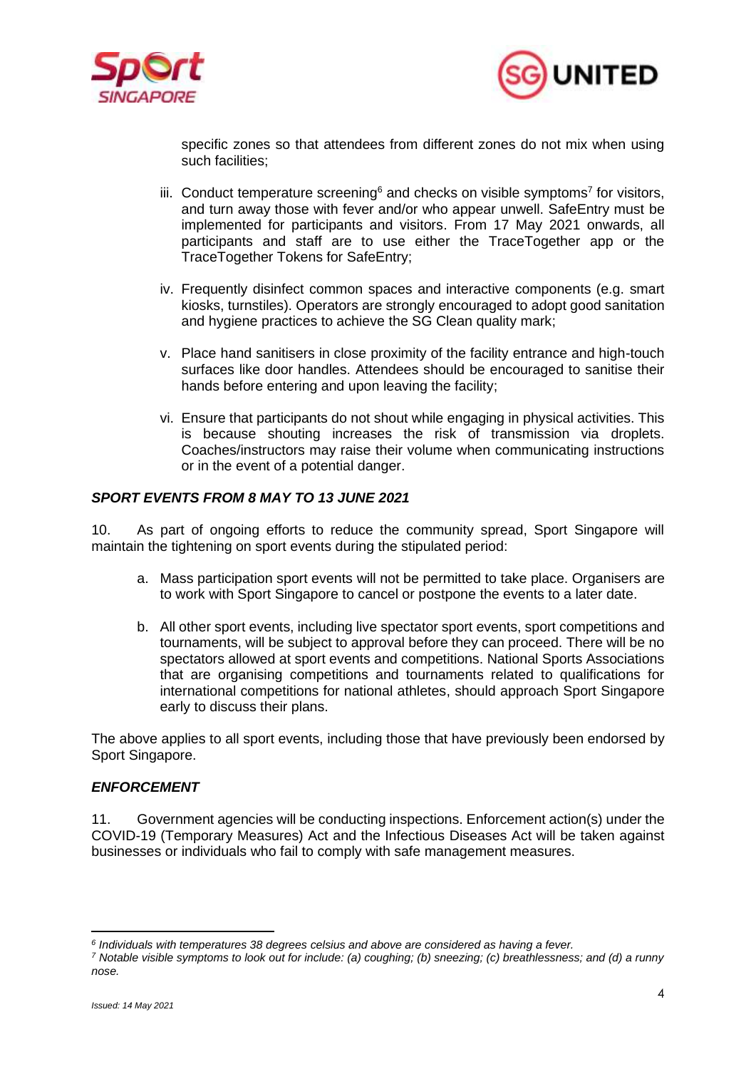specific zones so that attendees from different zones do not mix when using such facilities;

iii. Conduct temperature screening[6] and checks on visible symptoms[7] for visitors, and turn away those with fever and/or who appear unwell. SafeEntry must be implemented for participants and visitors. From 17 May 2021 onwards, all participants and staff are to use either the TraceTogether app or the TraceTogether Tokens for SafeEntry;

iv. Frequently disinfect common spaces and interactive components (e.g. smart kiosks, turnstiles). Operators are strongly encouraged to adopt good sanitation and hygiene practices to achieve the SG Clean quality mark;

v. Place hand sanitisers in close proximity of the facility entrance and high-touch surfaces like door handles. Attendees should be encouraged to sanitise their hands before entering and upon leaving the facility;

vi. Ensure that participants do not shout while engaging in physical activities. This is because shouting increases the risk of transmission via droplets. Coaches/instructors may raise their volume when communicating instructions or in the event of a potential danger.

***SPORT EVENTS FROM 8 MAY TO 13 JUNE 2021***

10. As part of ongoing efforts to reduce the community spread, Sport Singapore will maintain the tightening on sport events during the stipulated period:

a. Mass participation sport events will not be permitted to take place. Organisers are to work with Sport Singapore to cancel or postpone the events to a later date.

b. All other sport events, including live spectator sport events, sport competitions and tournaments, will be subject to approval before they can proceed. There will be no spectators allowed at sport events and competitions. National Sports Associations that are organising competitions and tournaments related to qualifications for international competitions for national athletes, should approach Sport Singapore early to discuss their plans.

The above applies to all sport events, including those that have previously been endorsed by Sport Singapore.

***ENFORCEMENT***

11. Government agencies will be conducting inspections. Enforcement action(s) under the COVID-19 (Temporary Measures) Act and the Infectious Diseases Act will be taken against businesses or individuals who fail to comply with safe management measures.

---

*[6] Individuals with temperatures 38 degrees celsius and above are considered as having a fever.*

*[7] Notable visible symptoms to look out for include: (a) coughing; (b) sneezing; (c) breathlessness; and (d) a runny nose.*

*Issued: 14 May 2021*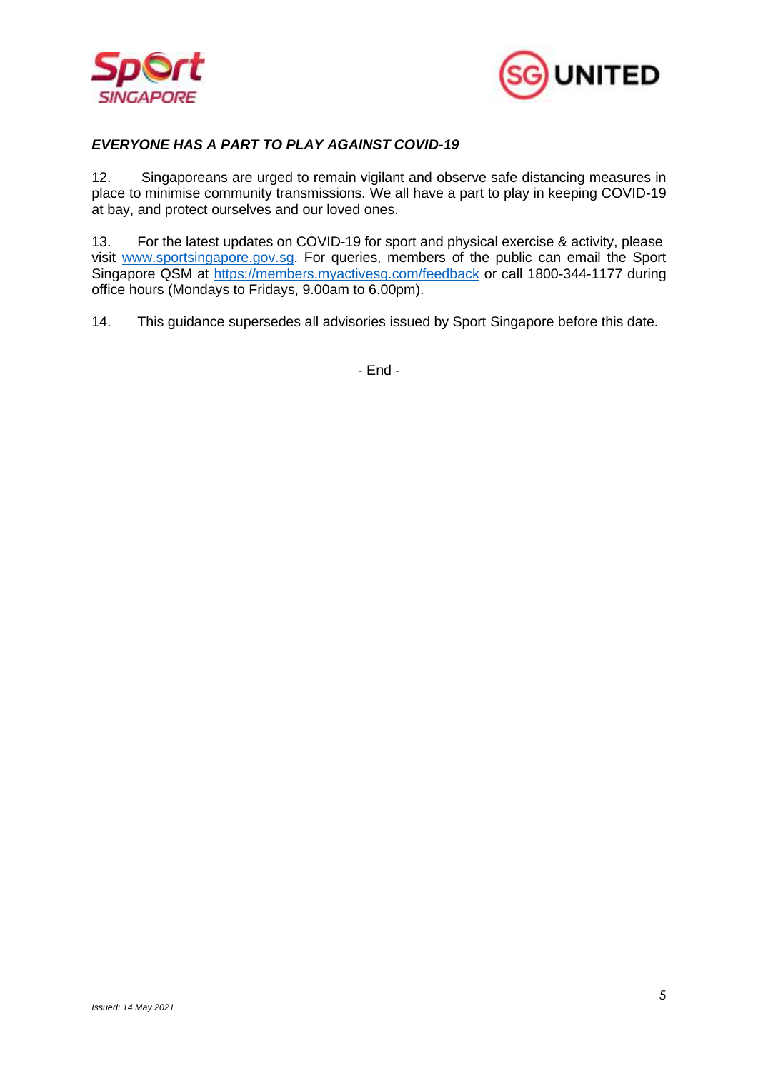***EVERYONE HAS A PART TO PLAY AGAINST COVID-19***

12. Singaporeans are urged to remain vigilant and observe safe distancing measures in place to minimise community transmissions. We all have a part to play in keeping COVID-19 at bay, and protect ourselves and our loved ones.

13. For the latest updates on COVID-19 for sport and physical exercise & activity, please visit www.sportsingapore.gov.sg. For queries, members of the public can email the Sport Singapore QSM at https://members.myactivesg.com/feedback or call 1800-344-1177 during office hours (Mondays to Fridays, 9.00am to 6.00pm).

14. This guidance supersedes all advisories issued by Sport Singapore before this date.

\- End -

*Issued: 14 May 2021*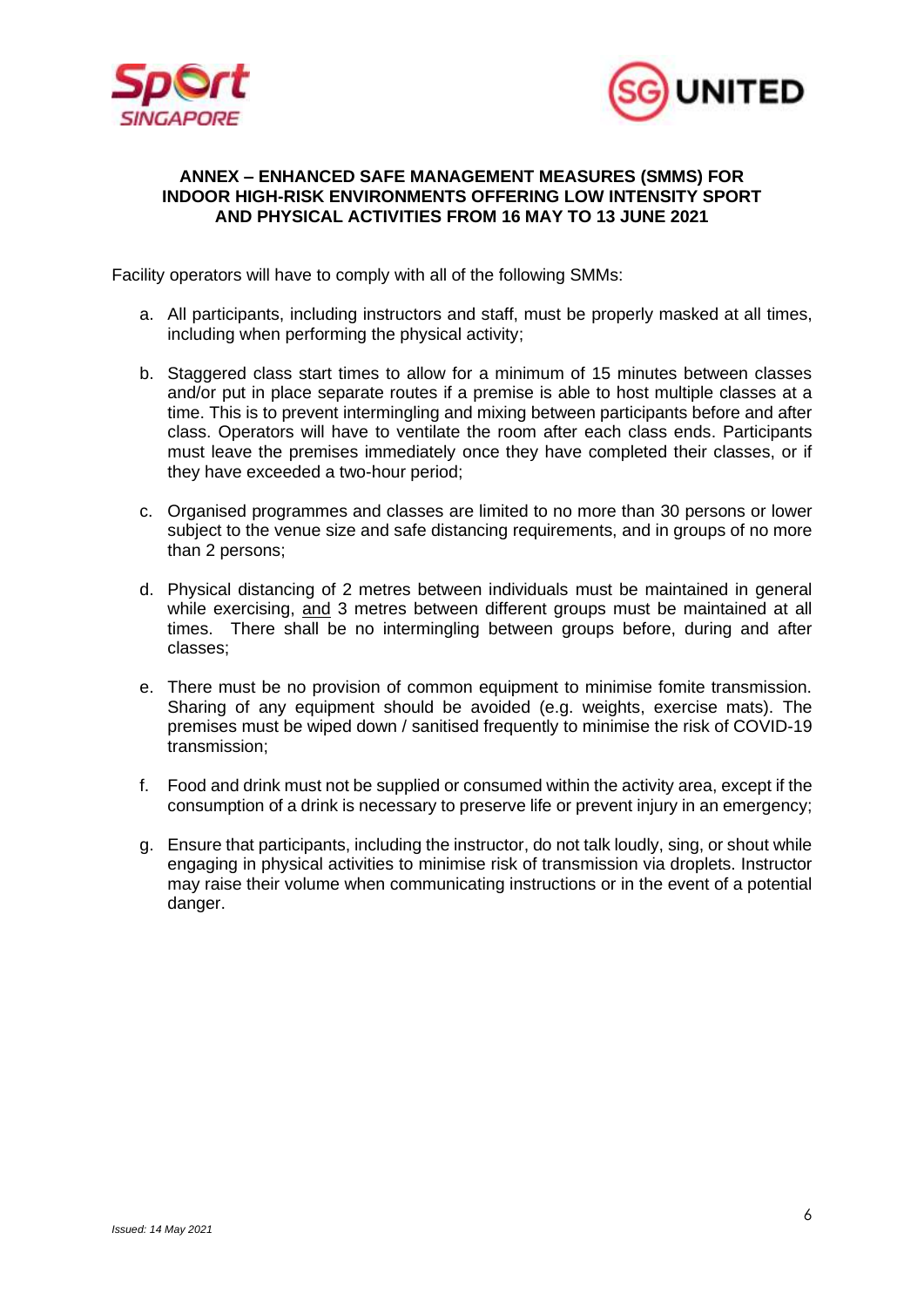## ANNEX – ENHANCED SAFE MANAGEMENT MEASURES (SMMS) FOR INDOOR HIGH-RISK ENVIRONMENTS OFFERING LOW INTENSITY SPORT AND PHYSICAL ACTIVITIES FROM 16 MAY TO 13 JUNE 2021

Facility operators will have to comply with all of the following SMMs:

a. All participants, including instructors and staff, must be properly masked at all times, including when performing the physical activity;

b. Staggered class start times to allow for a minimum of 15 minutes between classes and/or put in place separate routes if a premise is able to host multiple classes at a time. This is to prevent intermingling and mixing between participants before and after class. Operators will have to ventilate the room after each class ends. Participants must leave the premises immediately once they have completed their classes, or if they have exceeded a two-hour period;

c. Organised programmes and classes are limited to no more than 30 persons or lower subject to the venue size and safe distancing requirements, and in groups of no more than 2 persons;

d. Physical distancing of 2 metres between individuals must be maintained in general while exercising, <u>and</u> 3 metres between different groups must be maintained at all times. There shall be no intermingling between groups before, during and after classes;

e. There must be no provision of common equipment to minimise fomite transmission. Sharing of any equipment should be avoided (e.g. weights, exercise mats). The premises must be wiped down / sanitised frequently to minimise the risk of COVID-19 transmission;

f. Food and drink must not be supplied or consumed within the activity area, except if the consumption of a drink is necessary to preserve life or prevent injury in an emergency;

g. Ensure that participants, including the instructor, do not talk loudly, sing, or shout while engaging in physical activities to minimise risk of transmission via droplets. Instructor may raise their volume when communicating instructions or in the event of a potential danger.

*Issued: 14 May 2021*